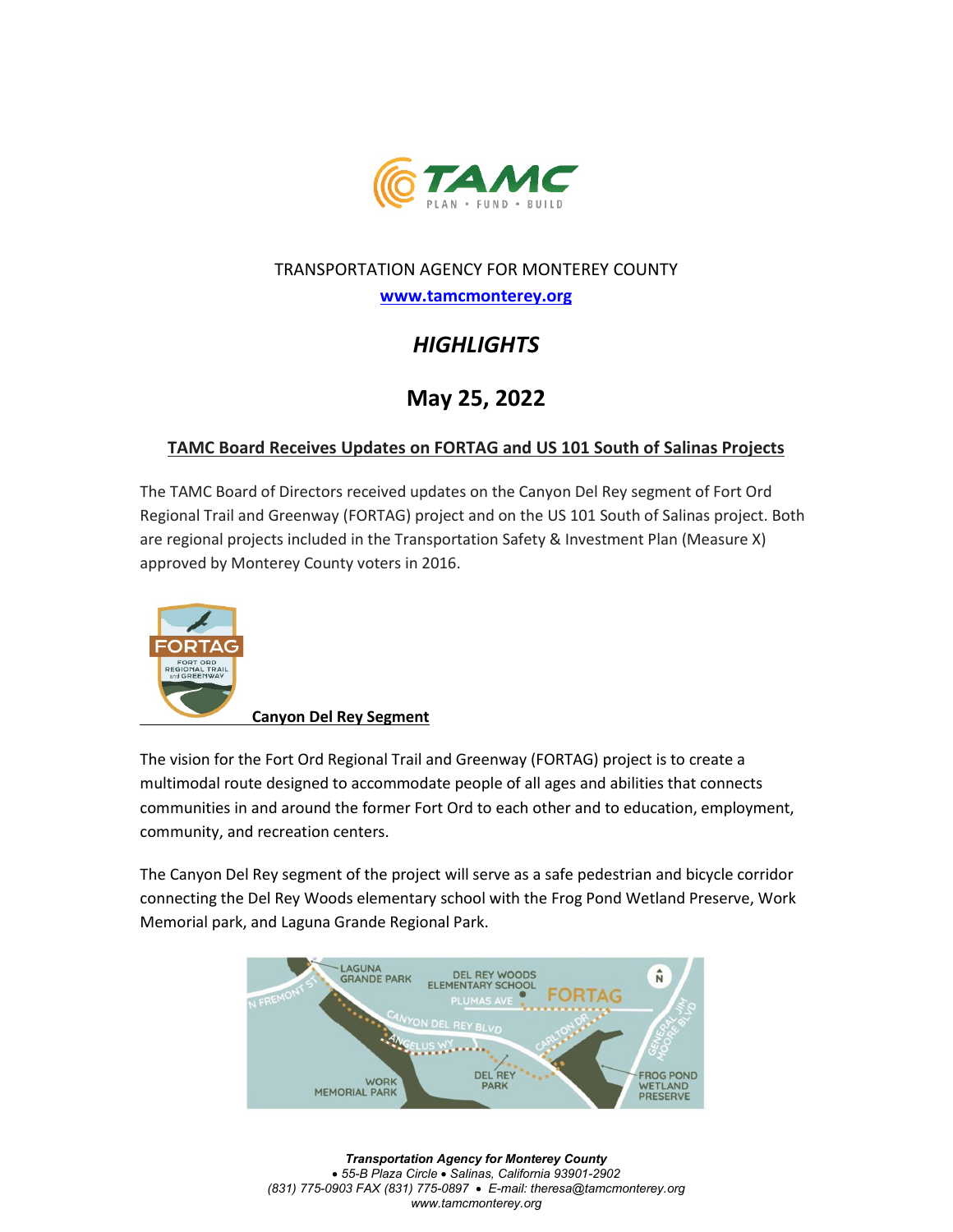TRANSPORTATION AGENCY FOR MONTEREY COUNTY

www.tamcmonterey.org

# *HIGHLIGHTS*

## May 25, 2022

### TAMC Board Receives Updates on FORTAG and US 101 South of Salinas Projects

The TAMC Board of Directors received updates on the Canyon Del Rey segment of Fort Ord Regional Trail and Greenway (FORTAG) project and on the US 101 South of Salinas project. Both are regional projects included in the Transportation Safety & Investment Plan (Measure X) approved by Monterey County voters in 2016.

**Canyon Del Rey Segment**

The vision for the Fort Ord Regional Trail and Greenway (FORTAG) project is to create a multimodal route designed to accommodate people of all ages and abilities that connects communities in and around the former Fort Ord to each other and to education, employment, community, and recreation centers.

The Canyon Del Rey segment of the project will serve as a safe pedestrian and bicycle corridor connecting the Del Rey Woods elementary school with the Frog Pond Wetland Preserve, Work Memorial park, and Laguna Grande Regional Park.

*Transportation Agency for Monterey County*
*• 55-B Plaza Circle • Salinas, California 93901-2902*
*(831) 775-0903 FAX (831) 775-0897 • E-mail: theresa@tamcmonterey.org*
*www.tamcmonterey.org*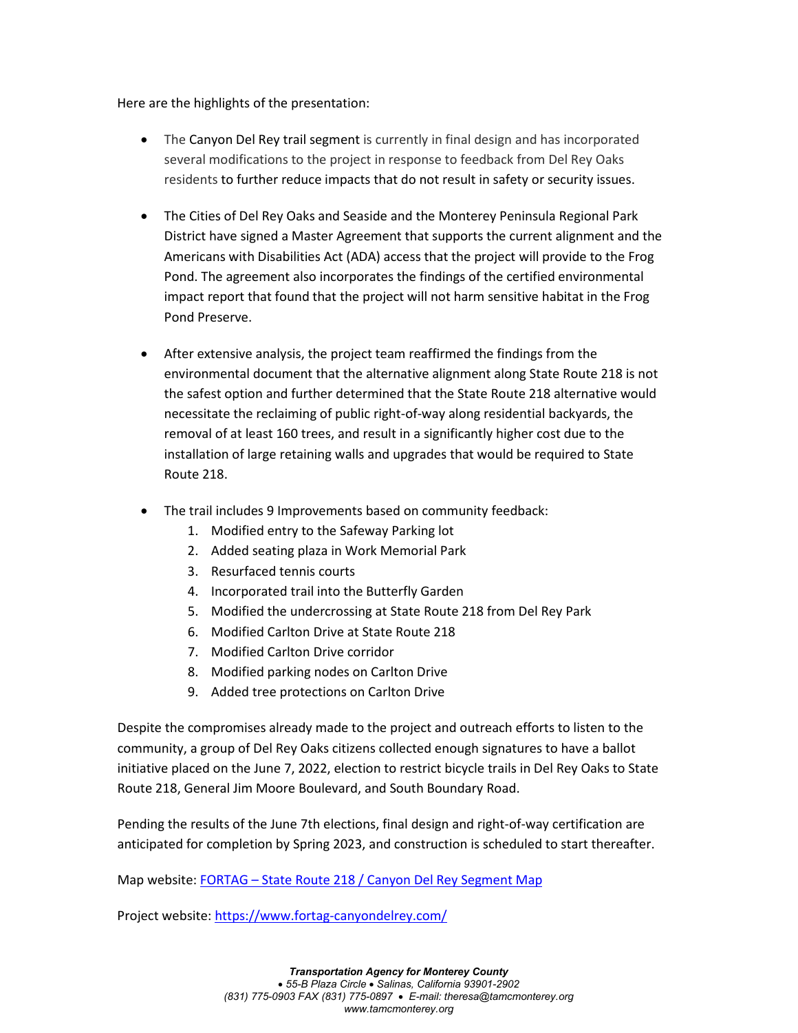Here are the highlights of the presentation:

- The Canyon Del Rey trail segment is currently in final design and has incorporated several modifications to the project in response to feedback from Del Rey Oaks residents to further reduce impacts that do not result in safety or security issues.

- The Cities of Del Rey Oaks and Seaside and the Monterey Peninsula Regional Park District have signed a Master Agreement that supports the current alignment and the Americans with Disabilities Act (ADA) access that the project will provide to the Frog Pond. The agreement also incorporates the findings of the certified environmental impact report that found that the project will not harm sensitive habitat in the Frog Pond Preserve.

- After extensive analysis, the project team reaffirmed the findings from the environmental document that the alternative alignment along State Route 218 is not the safest option and further determined that the State Route 218 alternative would necessitate the reclaiming of public right-of-way along residential backyards, the removal of at least 160 trees, and result in a significantly higher cost due to the installation of large retaining walls and upgrades that would be required to State Route 218.

- The trail includes 9 Improvements based on community feedback:
  1. Modified entry to the Safeway Parking lot
  2. Added seating plaza in Work Memorial Park
  3. Resurfaced tennis courts
  4. Incorporated trail into the Butterfly Garden
  5. Modified the undercrossing at State Route 218 from Del Rey Park
  6. Modified Carlton Drive at State Route 218
  7. Modified Carlton Drive corridor
  8. Modified parking nodes on Carlton Drive
  9. Added tree protections on Carlton Drive

Despite the compromises already made to the project and outreach efforts to listen to the community, a group of Del Rey Oaks citizens collected enough signatures to have a ballot initiative placed on the June 7, 2022, election to restrict bicycle trails in Del Rey Oaks to State Route 218, General Jim Moore Boulevard, and South Boundary Road.

Pending the results of the June 7th elections, final design and right-of-way certification are anticipated for completion by Spring 2023, and construction is scheduled to start thereafter.

Map website: [FORTAG – State Route 218 / Canyon Del Rey Segment Map]

Project website: https://www.fortag-canyondelrey.com/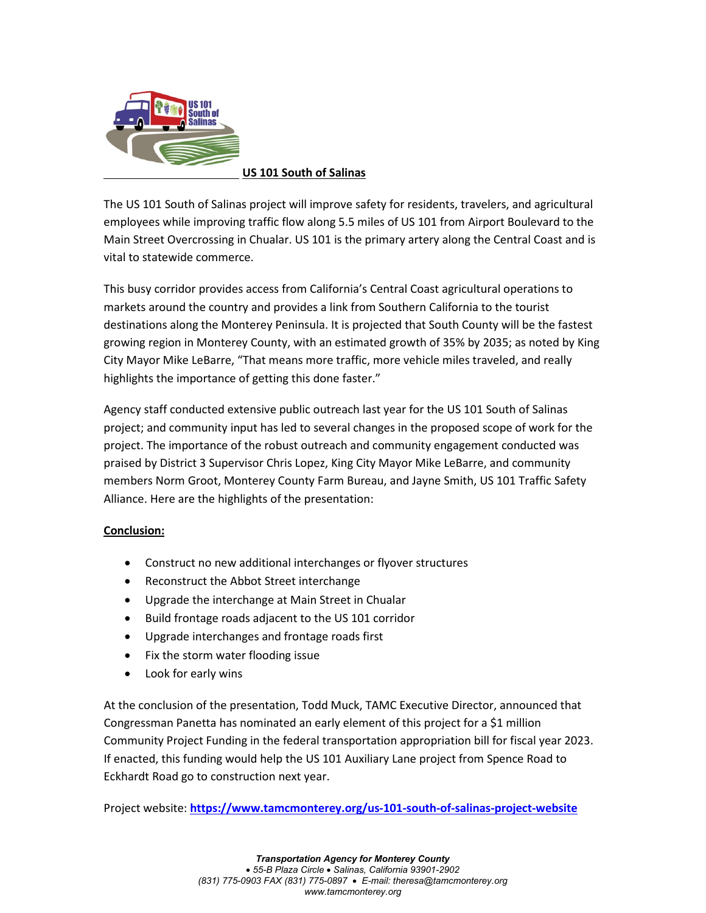## US 101 South of Salinas

The US 101 South of Salinas project will improve safety for residents, travelers, and agricultural employees while improving traffic flow along 5.5 miles of US 101 from Airport Boulevard to the Main Street Overcrossing in Chualar. US 101 is the primary artery along the Central Coast and is vital to statewide commerce.

This busy corridor provides access from California's Central Coast agricultural operations to markets around the country and provides a link from Southern California to the tourist destinations along the Monterey Peninsula. It is projected that South County will be the fastest growing region in Monterey County, with an estimated growth of 35% by 2035; as noted by King City Mayor Mike LeBarre, "That means more traffic, more vehicle miles traveled, and really highlights the importance of getting this done faster."

Agency staff conducted extensive public outreach last year for the US 101 South of Salinas project; and community input has led to several changes in the proposed scope of work for the project. The importance of the robust outreach and community engagement conducted was praised by District 3 Supervisor Chris Lopez, King City Mayor Mike LeBarre, and community members Norm Groot, Monterey County Farm Bureau, and Jayne Smith, US 101 Traffic Safety Alliance. Here are the highlights of the presentation:

**Conclusion:**

- Construct no new additional interchanges or flyover structures
- Reconstruct the Abbot Street interchange
- Upgrade the interchange at Main Street in Chualar
- Build frontage roads adjacent to the US 101 corridor
- Upgrade interchanges and frontage roads first
- Fix the storm water flooding issue
- Look for early wins

At the conclusion of the presentation, Todd Muck, TAMC Executive Director, announced that Congressman Panetta has nominated an early element of this project for a $1 million Community Project Funding in the federal transportation appropriation bill for fiscal year 2023. If enacted, this funding would help the US 101 Auxiliary Lane project from Spence Road to Eckhardt Road go to construction next year.

Project website: **https://www.tamcmonterey.org/us-101-south-of-salinas-project-website**